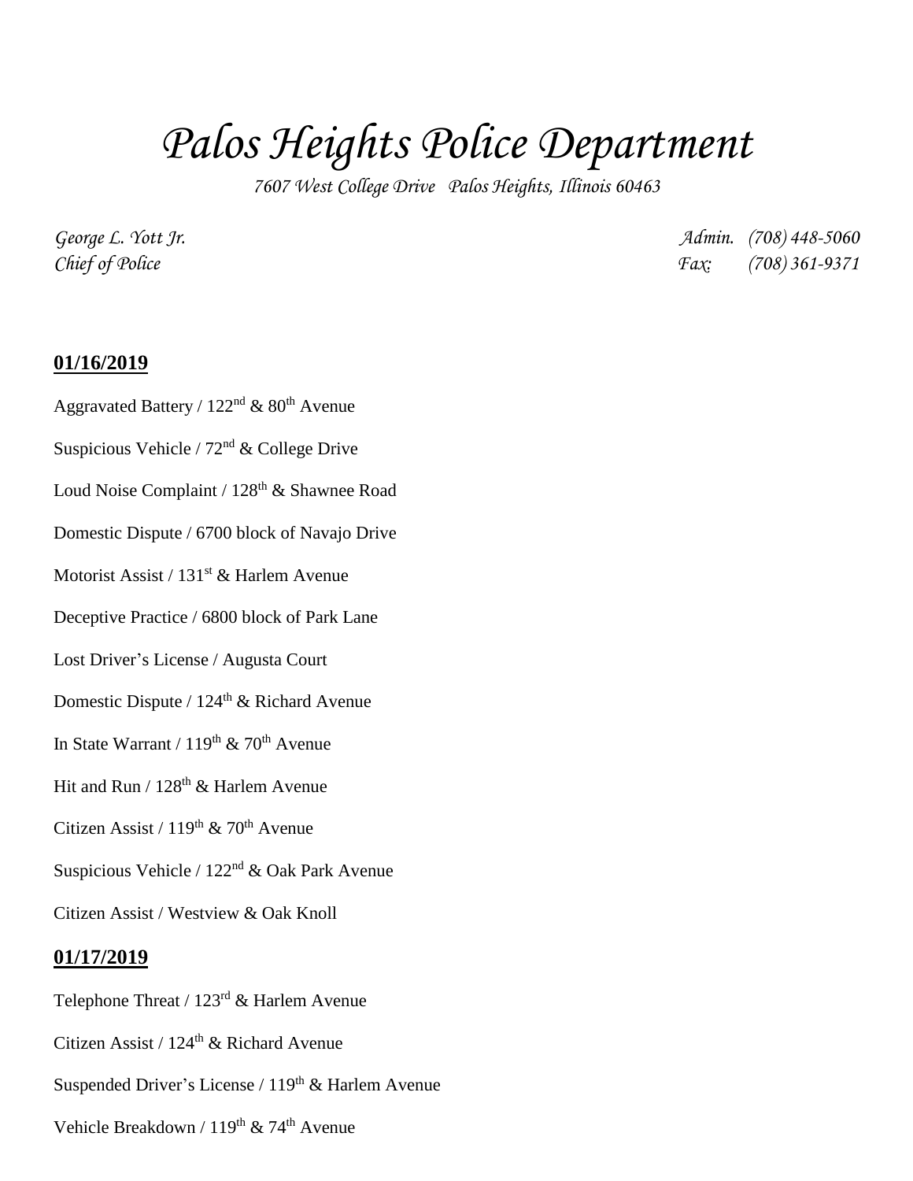# *Palos Heights Police Department*

*7607 West College Drive Palos Heights, Illinois 60463*

*George L. Yott Jr.*
*Chief of Police*

*Admin. (708) 448-5060*
*Fax: (708) 361-9371*

**01/16/2019**

Aggravated Battery / 122nd & 80th Avenue

Suspicious Vehicle / 72nd & College Drive

Loud Noise Complaint / 128th & Shawnee Road

Domestic Dispute / 6700 block of Navajo Drive

Motorist Assist / 131st & Harlem Avenue

Deceptive Practice / 6800 block of Park Lane

Lost Driver's License / Augusta Court

Domestic Dispute / 124th & Richard Avenue

In State Warrant / 119th & 70th Avenue

Hit and Run / 128th & Harlem Avenue

Citizen Assist / 119th & 70th Avenue

Suspicious Vehicle / 122nd & Oak Park Avenue

Citizen Assist / Westview & Oak Knoll

**01/17/2019**

Telephone Threat / 123rd & Harlem Avenue

Citizen Assist / 124th & Richard Avenue

Suspended Driver's License / 119th & Harlem Avenue

Vehicle Breakdown / 119th & 74th Avenue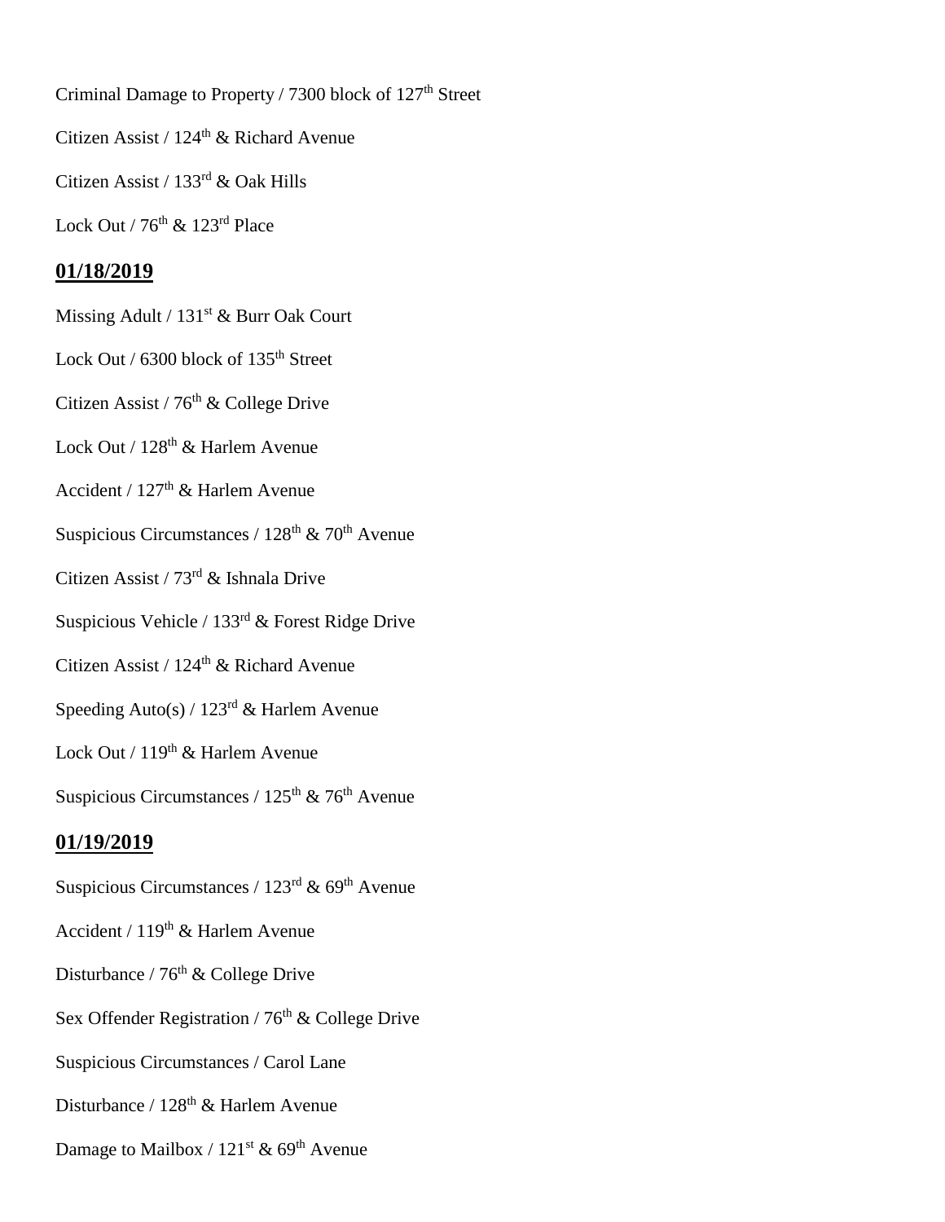Criminal Damage to Property / 7300 block of 127th Street

Citizen Assist / 124th & Richard Avenue

Citizen Assist / 133rd & Oak Hills

Lock Out / 76th & 123rd Place

## **01/18/2019**

Missing Adult / 131st & Burr Oak Court

Lock Out / 6300 block of 135th Street

Citizen Assist / 76th & College Drive

Lock Out / 128th & Harlem Avenue

Accident / 127th & Harlem Avenue

Suspicious Circumstances / 128th & 70th Avenue

Citizen Assist / 73rd & Ishnala Drive

Suspicious Vehicle / 133rd & Forest Ridge Drive

Citizen Assist / 124th & Richard Avenue

Speeding Auto(s) / 123rd & Harlem Avenue

Lock Out / 119th & Harlem Avenue

Suspicious Circumstances / 125th & 76th Avenue

## **01/19/2019**

Suspicious Circumstances / 123rd & 69th Avenue

Accident / 119th & Harlem Avenue

Disturbance / 76th & College Drive

Sex Offender Registration / 76th & College Drive

Suspicious Circumstances / Carol Lane

Disturbance / 128th & Harlem Avenue

Damage to Mailbox / 121st & 69th Avenue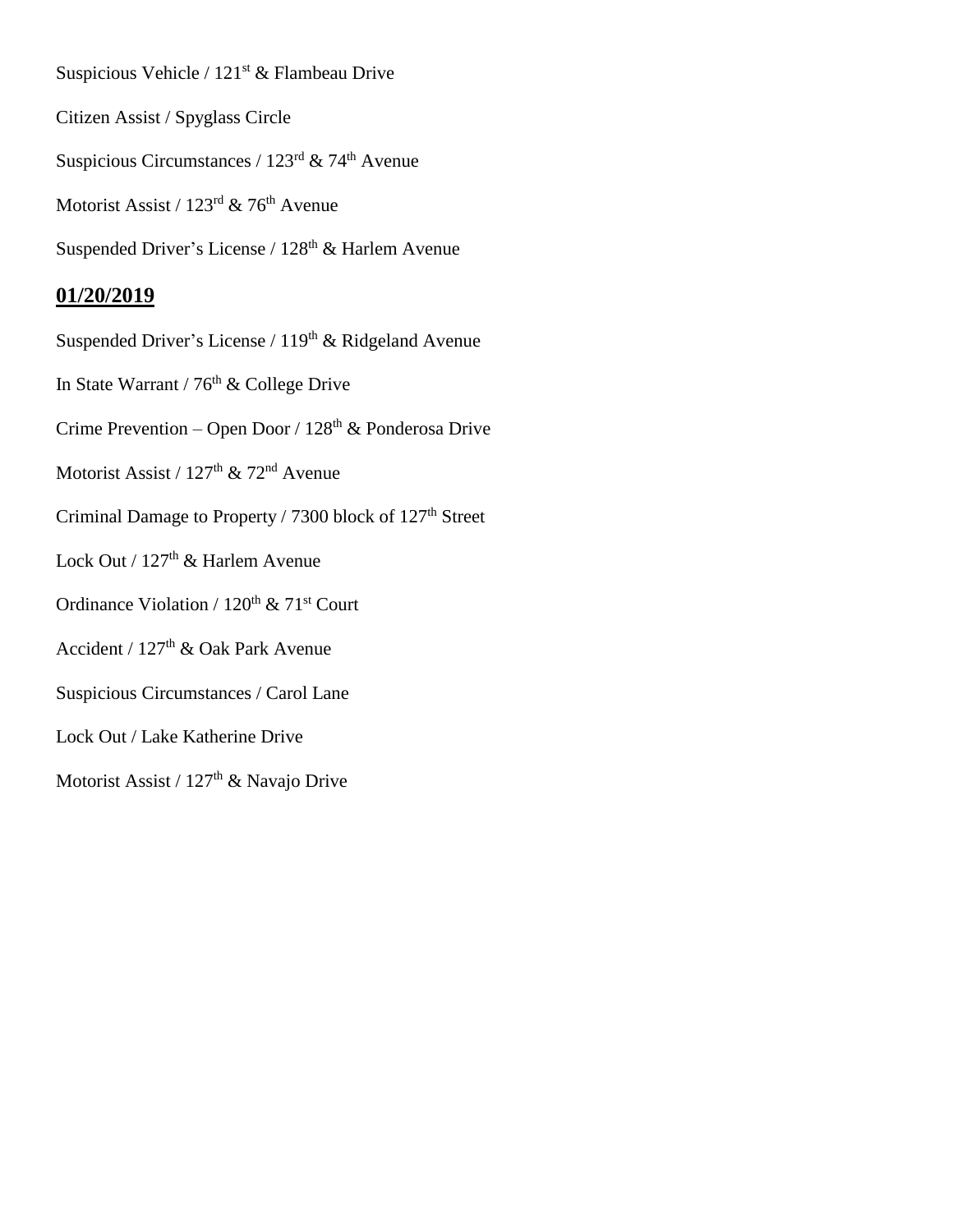Suspicious Vehicle / 121st & Flambeau Drive

Citizen Assist / Spyglass Circle

Suspicious Circumstances / 123rd & 74th Avenue

Motorist Assist / 123rd & 76th Avenue

Suspended Driver's License / 128th & Harlem Avenue

## **01/20/2019**

Suspended Driver's License / 119th & Ridgeland Avenue

In State Warrant / 76th & College Drive

Crime Prevention – Open Door / 128th & Ponderosa Drive

Motorist Assist / 127th & 72nd Avenue

Criminal Damage to Property / 7300 block of 127th Street

Lock Out / 127th & Harlem Avenue

Ordinance Violation / 120th & 71st Court

Accident / 127th & Oak Park Avenue

Suspicious Circumstances / Carol Lane

Lock Out / Lake Katherine Drive

Motorist Assist / 127th & Navajo Drive